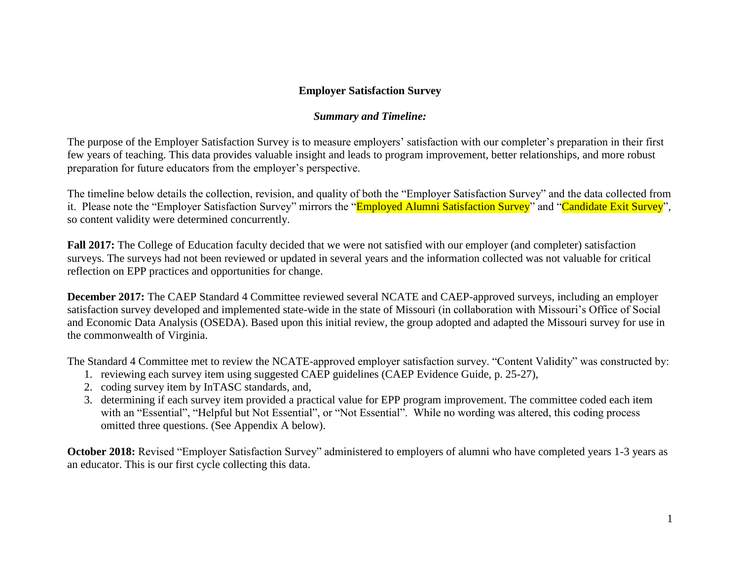## Employer Satisfaction Survey

### *Summary and Timeline:*

The purpose of the Employer Satisfaction Survey is to measure employers' satisfaction with our completer's preparation in their first few years of teaching. This data provides valuable insight and leads to program improvement, better relationships, and more robust preparation for future educators from the employer's perspective.

The timeline below details the collection, revision, and quality of both the "Employer Satisfaction Survey" and the data collected from it. Please note the "Employer Satisfaction Survey" mirrors the "Employed Alumni Satisfaction Survey" and "Candidate Exit Survey", so content validity were determined concurrently.

**Fall 2017:** The College of Education faculty decided that we were not satisfied with our employer (and completer) satisfaction surveys. The surveys had not been reviewed or updated in several years and the information collected was not valuable for critical reflection on EPP practices and opportunities for change.

**December 2017:** The CAEP Standard 4 Committee reviewed several NCATE and CAEP-approved surveys, including an employer satisfaction survey developed and implemented state-wide in the state of Missouri (in collaboration with Missouri's Office of Social and Economic Data Analysis (OSEDA). Based upon this initial review, the group adopted and adapted the Missouri survey for use in the commonwealth of Virginia.

The Standard 4 Committee met to review the NCATE-approved employer satisfaction survey. "Content Validity" was constructed by:

1. reviewing each survey item using suggested CAEP guidelines (CAEP Evidence Guide, p. 25-27),
2. coding survey item by InTASC standards, and,
3. determining if each survey item provided a practical value for EPP program improvement. The committee coded each item with an "Essential", "Helpful but Not Essential", or "Not Essential". While no wording was altered, this coding process omitted three questions. (See Appendix A below).

**October 2018:** Revised "Employer Satisfaction Survey" administered to employers of alumni who have completed years 1-3 years as an educator. This is our first cycle collecting this data.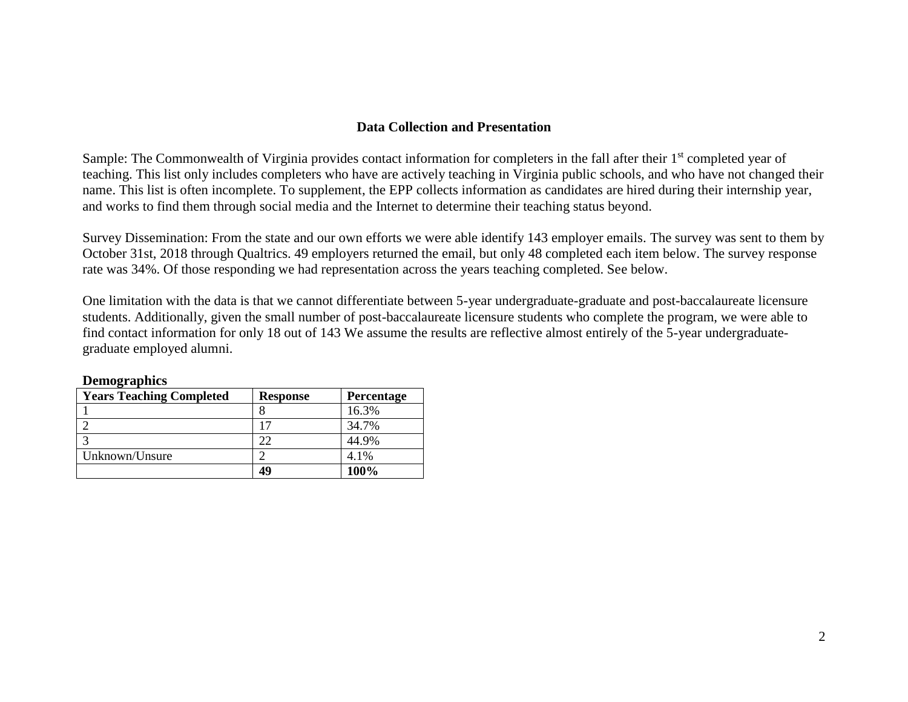## Data Collection and Presentation

Sample: The Commonwealth of Virginia provides contact information for completers in the fall after their 1st completed year of teaching. This list only includes completers who have are actively teaching in Virginia public schools, and who have not changed their name. This list is often incomplete. To supplement, the EPP collects information as candidates are hired during their internship year, and works to find them through social media and the Internet to determine their teaching status beyond.

Survey Dissemination: From the state and our own efforts we were able identify 143 employer emails. The survey was sent to them by October 31st, 2018 through Qualtrics. 49 employers returned the email, but only 48 completed each item below. The survey response rate was 34%. Of those responding we had representation across the years teaching completed. See below.

One limitation with the data is that we cannot differentiate between 5-year undergraduate-graduate and post-baccalaureate licensure students. Additionally, given the small number of post-baccalaureate licensure students who complete the program, we were able to find contact information for only 18 out of 143 We assume the results are reflective almost entirely of the 5-year undergraduate-graduate employed alumni.

**Demographics**

| Years Teaching Completed | Response | Percentage |
|---|---|---|
| 1 | 8 | 16.3% |
| 2 | 17 | 34.7% |
| 3 | 22 | 44.9% |
| Unknown/Unsure | 2 | 4.1% |
| | **49** | **100%** |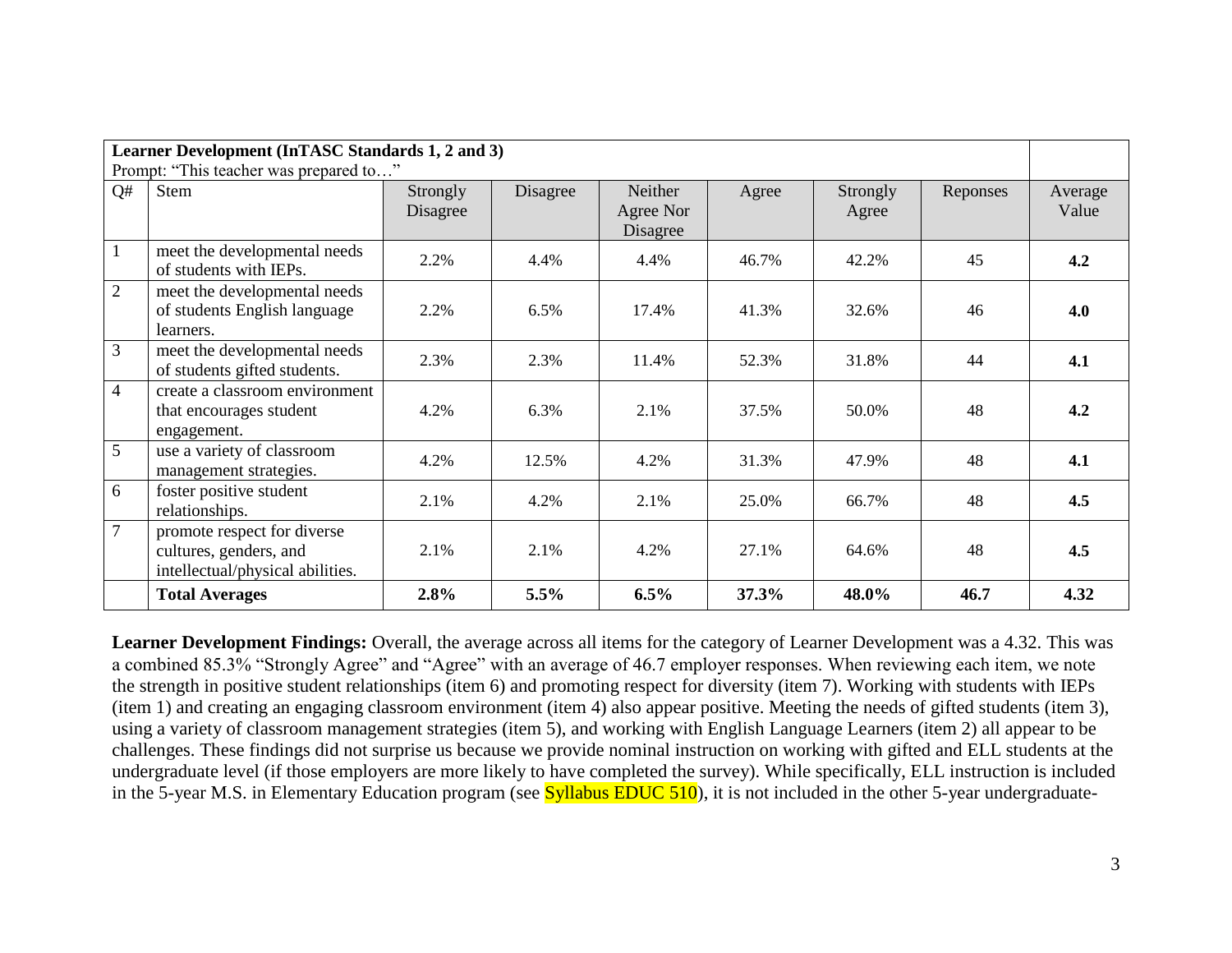| **Learner Development (InTASC Standards 1, 2 and 3)** Prompt: "This teacher was prepared to…" | | | | | | | | |
|---|---|---|---|---|---|---|---|---|
| Q# | Stem | Strongly Disagree | Disagree | Neither Agree Nor Disagree | Agree | Strongly Agree | Reponses | Average Value |
| 1 | meet the developmental needs of students with IEPs. | 2.2% | 4.4% | 4.4% | 46.7% | 42.2% | 45 | **4.2** |
| 2 | meet the developmental needs of students English language learners. | 2.2% | 6.5% | 17.4% | 41.3% | 32.6% | 46 | **4.0** |
| 3 | meet the developmental needs of students gifted students. | 2.3% | 2.3% | 11.4% | 52.3% | 31.8% | 44 | **4.1** |
| 4 | create a classroom environment that encourages student engagement. | 4.2% | 6.3% | 2.1% | 37.5% | 50.0% | 48 | **4.2** |
| 5 | use a variety of classroom management strategies. | 4.2% | 12.5% | 4.2% | 31.3% | 47.9% | 48 | **4.1** |
| 6 | foster positive student relationships. | 2.1% | 4.2% | 2.1% | 25.0% | 66.7% | 48 | **4.5** |
| 7 | promote respect for diverse cultures, genders, and intellectual/physical abilities. | 2.1% | 2.1% | 4.2% | 27.1% | 64.6% | 48 | **4.5** |
| | **Total Averages** | **2.8%** | **5.5%** | **6.5%** | **37.3%** | **48.0%** | **46.7** | **4.32** |

**Learner Development Findings:** Overall, the average across all items for the category of Learner Development was a 4.32. This was a combined 85.3% "Strongly Agree" and "Agree" with an average of 46.7 employer responses. When reviewing each item, we note the strength in positive student relationships (item 6) and promoting respect for diversity (item 7). Working with students with IEPs (item 1) and creating an engaging classroom environment (item 4) also appear positive. Meeting the needs of gifted students (item 3), using a variety of classroom management strategies (item 5), and working with English Language Learners (item 2) all appear to be challenges. These findings did not surprise us because we provide nominal instruction on working with gifted and ELL students at the undergraduate level (if those employers are more likely to have completed the survey). While specifically, ELL instruction is included in the 5-year M.S. in Elementary Education program (see Syllabus EDUC 510), it is not included in the other 5-year undergraduate-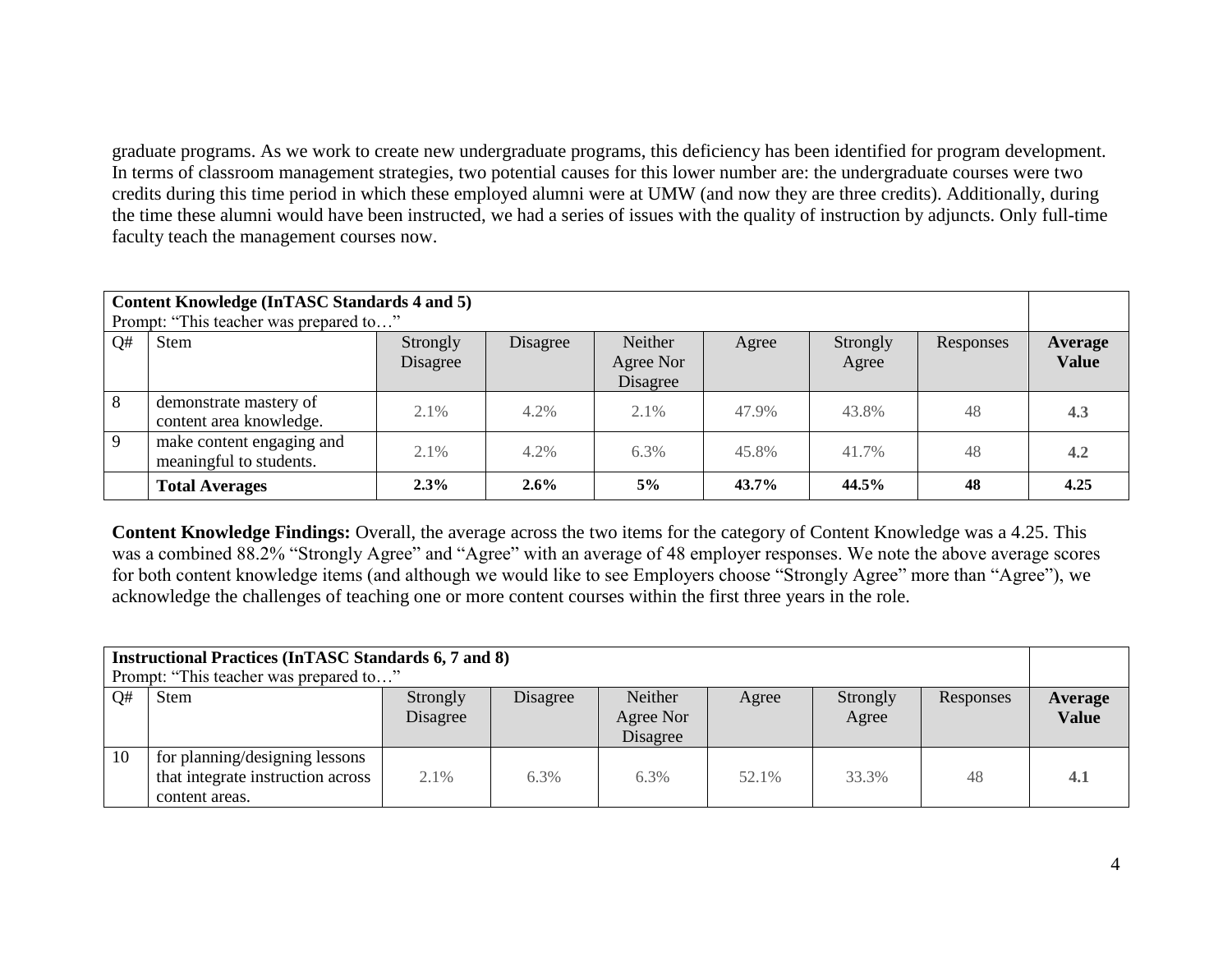graduate programs. As we work to create new undergraduate programs, this deficiency has been identified for program development. In terms of classroom management strategies, two potential causes for this lower number are: the undergraduate courses were two credits during this time period in which these employed alumni were at UMW (and now they are three credits). Additionally, during the time these alumni would have been instructed, we had a series of issues with the quality of instruction by adjuncts. Only full-time faculty teach the management courses now.

| **Content Knowledge (InTASC Standards 4 and 5)** Prompt: "This teacher was prepared to…" | | | | | | | | |
|---|---|---|---|---|---|---|---|---|
| Q# | Stem | Strongly Disagree | Disagree | Neither Agree Nor Disagree | Agree | Strongly Agree | Responses | **Average Value** |
| 8 | demonstrate mastery of content area knowledge. | 2.1% | 4.2% | 2.1% | 47.9% | 43.8% | 48 | **4.3** |
| 9 | make content engaging and meaningful to students. | 2.1% | 4.2% | 6.3% | 45.8% | 41.7% | 48 | **4.2** |
| | **Total Averages** | **2.3%** | **2.6%** | **5%** | **43.7%** | **44.5%** | **48** | **4.25** |

**Content Knowledge Findings:** Overall, the average across the two items for the category of Content Knowledge was a 4.25. This was a combined 88.2% "Strongly Agree" and "Agree" with an average of 48 employer responses. We note the above average scores for both content knowledge items (and although we would like to see Employers choose "Strongly Agree" more than "Agree"), we acknowledge the challenges of teaching one or more content courses within the first three years in the role.

| **Instructional Practices (InTASC Standards 6, 7 and 8)** Prompt: "This teacher was prepared to…" | | | | | | | | |
|---|---|---|---|---|---|---|---|---|
| Q# | Stem | Strongly Disagree | Disagree | Neither Agree Nor Disagree | Agree | Strongly Agree | Responses | **Average Value** |
| 10 | for planning/designing lessons that integrate instruction across content areas. | 2.1% | 6.3% | 6.3% | 52.1% | 33.3% | 48 | **4.1** |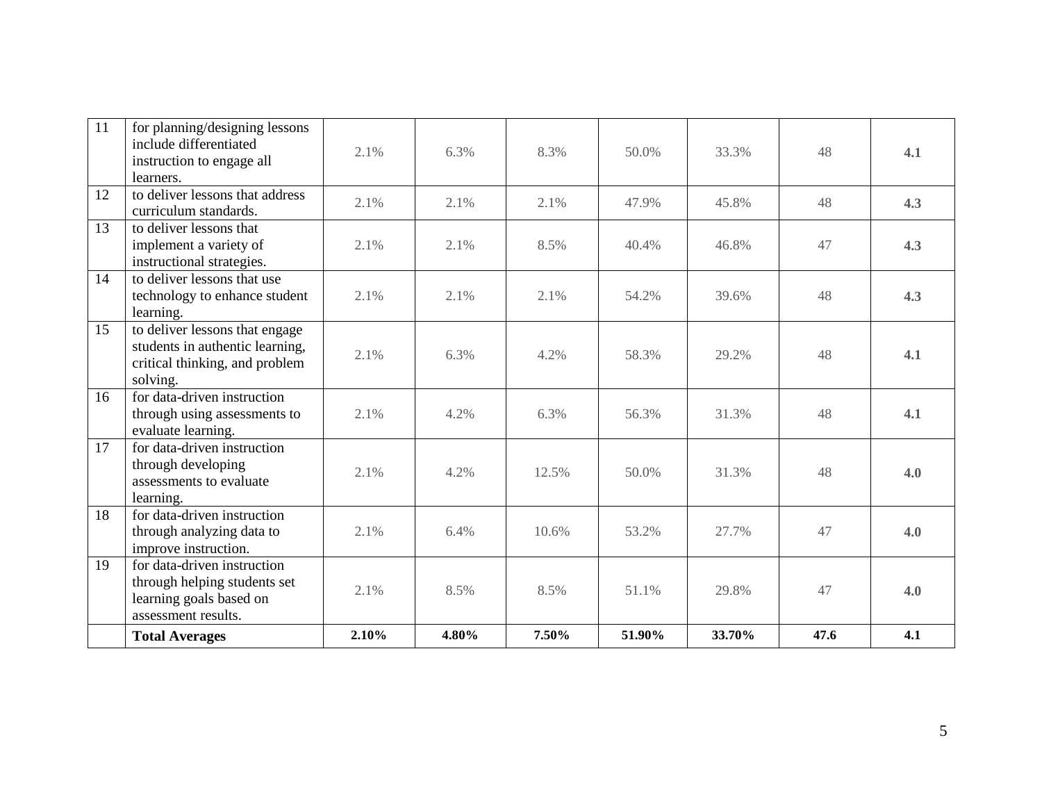| 11 | for planning/designing lessons include differentiated instruction to engage all learners. | 2.1% | 6.3% | 8.3% | 50.0% | 33.3% | 48 | **4.1** |
|---|---|---|---|---|---|---|---|---|
| 12 | to deliver lessons that address curriculum standards. | 2.1% | 2.1% | 2.1% | 47.9% | 45.8% | 48 | **4.3** |
| 13 | to deliver lessons that implement a variety of instructional strategies. | 2.1% | 2.1% | 8.5% | 40.4% | 46.8% | 47 | **4.3** |
| 14 | to deliver lessons that use technology to enhance student learning. | 2.1% | 2.1% | 2.1% | 54.2% | 39.6% | 48 | **4.3** |
| 15 | to deliver lessons that engage students in authentic learning, critical thinking, and problem solving. | 2.1% | 6.3% | 4.2% | 58.3% | 29.2% | 48 | **4.1** |
| 16 | for data-driven instruction through using assessments to evaluate learning. | 2.1% | 4.2% | 6.3% | 56.3% | 31.3% | 48 | **4.1** |
| 17 | for data-driven instruction through developing assessments to evaluate learning. | 2.1% | 4.2% | 12.5% | 50.0% | 31.3% | 48 | **4.0** |
| 18 | for data-driven instruction through analyzing data to improve instruction. | 2.1% | 6.4% | 10.6% | 53.2% | 27.7% | 47 | **4.0** |
| 19 | for data-driven instruction through helping students set learning goals based on assessment results. | 2.1% | 8.5% | 8.5% | 51.1% | 29.8% | 47 | **4.0** |
| | **Total Averages** | **2.10%** | **4.80%** | **7.50%** | **51.90%** | **33.70%** | **47.6** | **4.1** |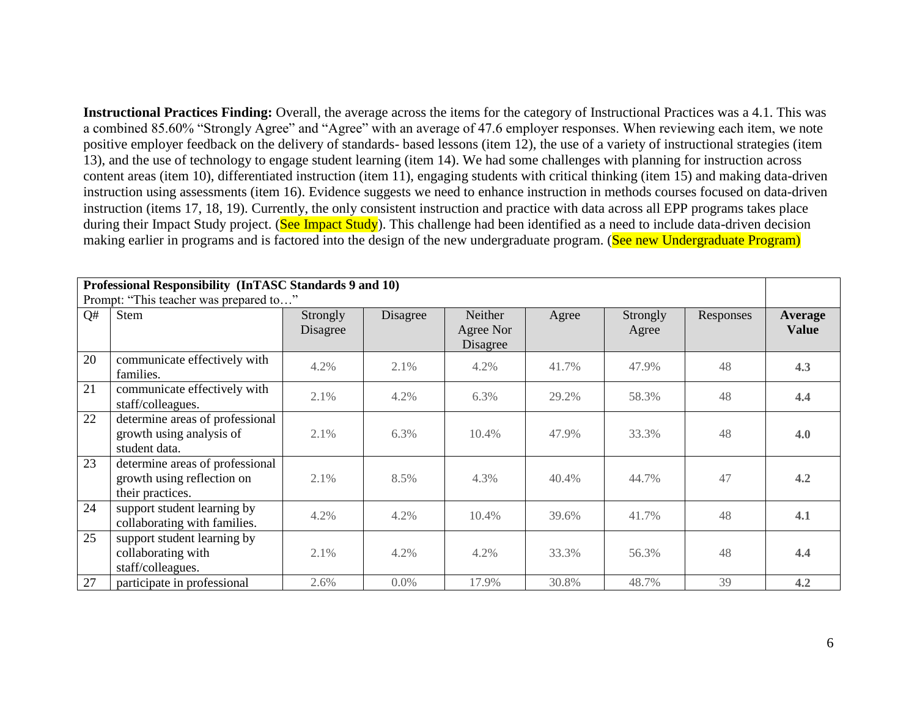**Instructional Practices Finding:** Overall, the average across the items for the category of Instructional Practices was a 4.1. This was a combined 85.60% "Strongly Agree" and "Agree" with an average of 47.6 employer responses. When reviewing each item, we note positive employer feedback on the delivery of standards- based lessons (item 12), the use of a variety of instructional strategies (item 13), and the use of technology to engage student learning (item 14). We had some challenges with planning for instruction across content areas (item 10), differentiated instruction (item 11), engaging students with critical thinking (item 15) and making data-driven instruction using assessments (item 16). Evidence suggests we need to enhance instruction in methods courses focused on data-driven instruction (items 17, 18, 19). Currently, the only consistent instruction and practice with data across all EPP programs takes place during their Impact Study project. (See Impact Study). This challenge had been identified as a need to include data-driven decision making earlier in programs and is factored into the design of the new undergraduate program. (See new Undergraduate Program)

| **Professional Responsibility (InTASC Standards 9 and 10)**<br>Prompt: "This teacher was prepared to…" | | | | | | | | |
|---|---|---|---|---|---|---|---|---|
| Q# | Stem | Strongly Disagree | Disagree | Neither Agree Nor Disagree | Agree | Strongly Agree | Responses | **Average Value** |
| 20 | communicate effectively with families. | 4.2% | 2.1% | 4.2% | 41.7% | 47.9% | 48 | **4.3** |
| 21 | communicate effectively with staff/colleagues. | 2.1% | 4.2% | 6.3% | 29.2% | 58.3% | 48 | **4.4** |
| 22 | determine areas of professional growth using analysis of student data. | 2.1% | 6.3% | 10.4% | 47.9% | 33.3% | 48 | **4.0** |
| 23 | determine areas of professional growth using reflection on their practices. | 2.1% | 8.5% | 4.3% | 40.4% | 44.7% | 47 | **4.2** |
| 24 | support student learning by collaborating with families. | 4.2% | 4.2% | 10.4% | 39.6% | 41.7% | 48 | **4.1** |
| 25 | support student learning by collaborating with staff/colleagues. | 2.1% | 4.2% | 4.2% | 33.3% | 56.3% | 48 | **4.4** |
| 27 | participate in professional | 2.6% | 0.0% | 17.9% | 30.8% | 48.7% | 39 | **4.2** |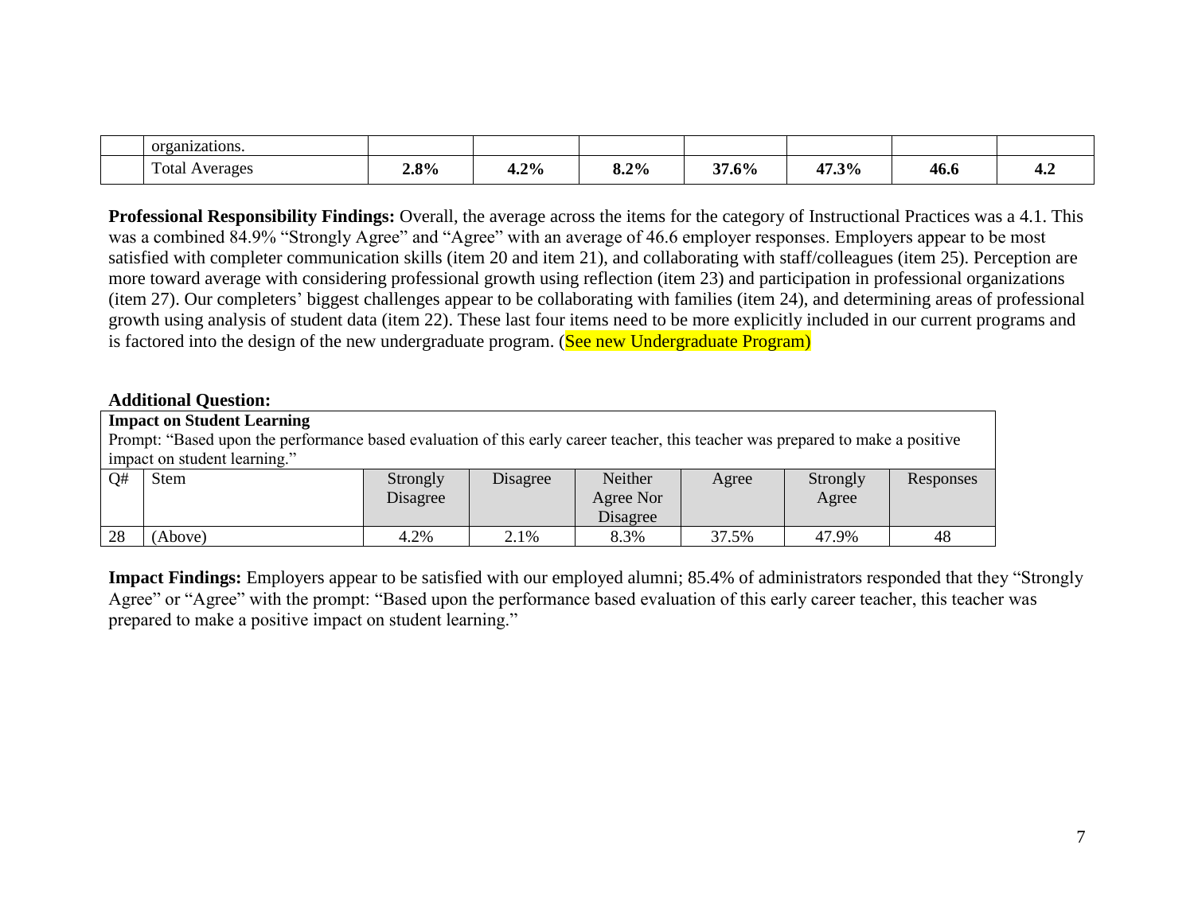|  | organizations. |  |  |  |  |  |  |  |
|---|---|---|---|---|---|---|---|---|
|  | Total Averages | **2.8%** | **4.2%** | **8.2%** | **37.6%** | **47.3%** | **46.6** | **4.2** |

**Professional Responsibility Findings:** Overall, the average across the items for the category of Instructional Practices was a 4.1. This was a combined 84.9% "Strongly Agree" and "Agree" with an average of 46.6 employer responses. Employers appear to be most satisfied with completer communication skills (item 20 and item 21), and collaborating with staff/colleagues (item 25). Perception are more toward average with considering professional growth using reflection (item 23) and participation in professional organizations (item 27). Our completers' biggest challenges appear to be collaborating with families (item 24), and determining areas of professional growth using analysis of student data (item 22). These last four items need to be more explicitly included in our current programs and is factored into the design of the new undergraduate program. (See new Undergraduate Program)

**Additional Question:**

**Impact on Student Learning**

Prompt: "Based upon the performance based evaluation of this early career teacher, this teacher was prepared to make a positive impact on student learning."

| Q# | Stem | Strongly Disagree | Disagree | Neither Agree Nor Disagree | Agree | Strongly Agree | Responses |
|---|---|---|---|---|---|---|---|
| 28 | (Above) | 4.2% | 2.1% | 8.3% | 37.5% | 47.9% | 48 |

**Impact Findings:** Employers appear to be satisfied with our employed alumni; 85.4% of administrators responded that they "Strongly Agree" or "Agree" with the prompt: "Based upon the performance based evaluation of this early career teacher, this teacher was prepared to make a positive impact on student learning."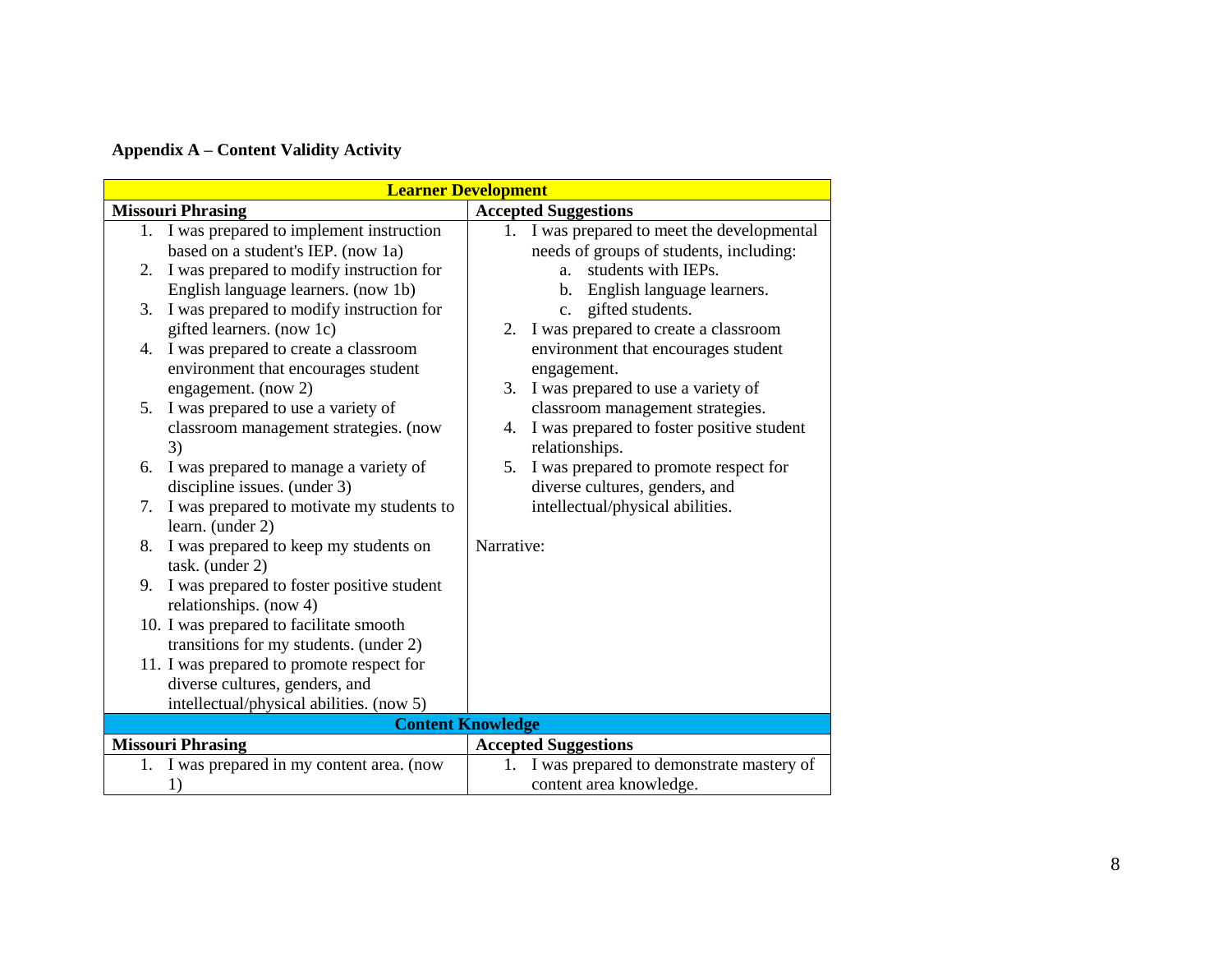**Appendix A – Content Validity Activity**

| Learner Development | |
|---|---|
| **Missouri Phrasing** | **Accepted Suggestions** |
| 1. I was prepared to implement instruction based on a student's IEP. (now 1a)<br>2. I was prepared to modify instruction for English language learners. (now 1b)<br>3. I was prepared to modify instruction for gifted learners. (now 1c)<br>4. I was prepared to create a classroom environment that encourages student engagement. (now 2)<br>5. I was prepared to use a variety of classroom management strategies. (now 3)<br>6. I was prepared to manage a variety of discipline issues. (under 3)<br>7. I was prepared to motivate my students to learn. (under 2)<br>8. I was prepared to keep my students on task. (under 2)<br>9. I was prepared to foster positive student relationships. (now 4)<br>10. I was prepared to facilitate smooth transitions for my students. (under 2)<br>11. I was prepared to promote respect for diverse cultures, genders, and intellectual/physical abilities. (now 5) | 1. I was prepared to meet the developmental needs of groups of students, including:<br>a. students with IEPs.<br>b. English language learners.<br>c. gifted students.<br>2. I was prepared to create a classroom environment that encourages student engagement.<br>3. I was prepared to use a variety of classroom management strategies.<br>4. I was prepared to foster positive student relationships.<br>5. I was prepared to promote respect for diverse cultures, genders, and intellectual/physical abilities.<br><br>Narrative: |
| **Content Knowledge** | |
| **Missouri Phrasing** | **Accepted Suggestions** |
| 1. I was prepared in my content area. (now 1) | 1. I was prepared to demonstrate mastery of content area knowledge. |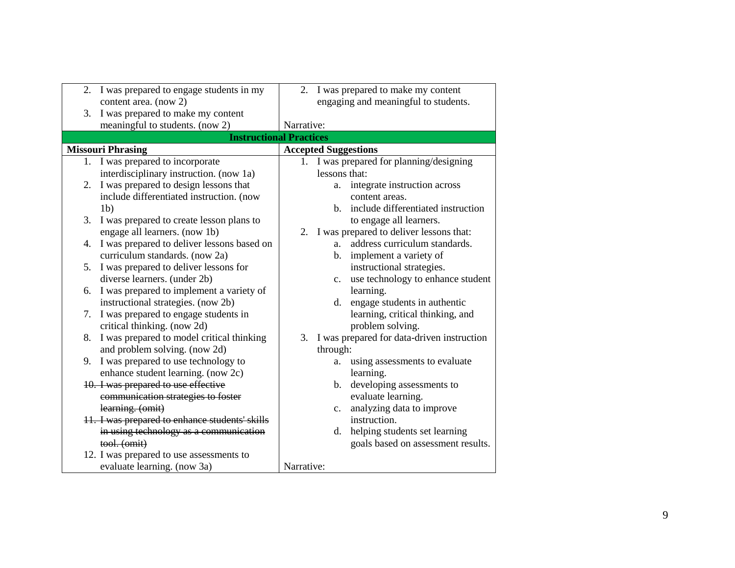| | |
|---|---|
| 2. I was prepared to engage students in my content area. (now 2)<br>3. I was prepared to make my content meaningful to students. (now 2) | 2. I was prepared to make my content engaging and meaningful to students.<br><br>Narrative: |
| **Instructional Practices** | |
| **Missouri Phrasing** | **Accepted Suggestions** |
| 1. I was prepared to incorporate interdisciplinary instruction. (now 1a)<br>2. I was prepared to design lessons that include differentiated instruction. (now 1b)<br>3. I was prepared to create lesson plans to engage all learners. (now 1b)<br>4. I was prepared to deliver lessons based on curriculum standards. (now 2a)<br>5. I was prepared to deliver lessons for diverse learners. (under 2b)<br>6. I was prepared to implement a variety of instructional strategies. (now 2b)<br>7. I was prepared to engage students in critical thinking. (now 2d)<br>8. I was prepared to model critical thinking and problem solving. (now 2d)<br>9. I was prepared to use technology to enhance student learning. (now 2c)<br>~~10. I was prepared to use effective communication strategies to foster learning. (omit)~~<br>~~11. I was prepared to enhance students' skills in using technology as a communication tool. (omit)~~<br>12. I was prepared to use assessments to evaluate learning. (now 3a) | 1. I was prepared for planning/designing lessons that:<br>a. integrate instruction across content areas.<br>b. include differentiated instruction to engage all learners.<br>2. I was prepared to deliver lessons that:<br>a. address curriculum standards.<br>b. implement a variety of instructional strategies.<br>c. use technology to enhance student learning.<br>d. engage students in authentic learning, critical thinking, and problem solving.<br>3. I was prepared for data-driven instruction through:<br>a. using assessments to evaluate learning.<br>b. developing assessments to evaluate learning.<br>c. analyzing data to improve instruction.<br>d. helping students set learning goals based on assessment results.<br><br>Narrative: |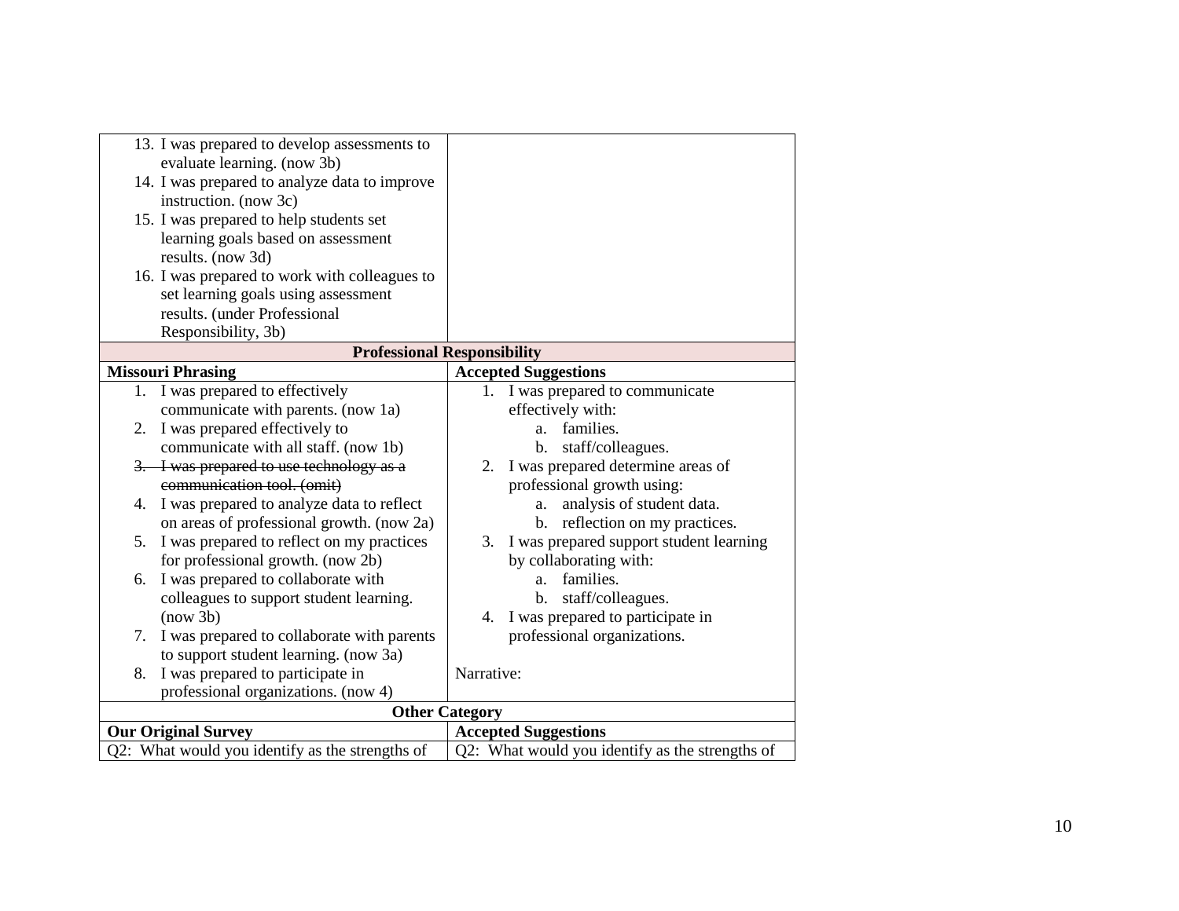| | |
|---|---|
| 13. I was prepared to develop assessments to evaluate learning. (now 3b)<br>14. I was prepared to analyze data to improve instruction. (now 3c)<br>15. I was prepared to help students set learning goals based on assessment results. (now 3d)<br>16. I was prepared to work with colleagues to set learning goals using assessment results. (under Professional Responsibility, 3b) | |
| **Professional Responsibility** | |
| **Missouri Phrasing** | **Accepted Suggestions** |
| 1. I was prepared to effectively communicate with parents. (now 1a)<br>2. I was prepared effectively to communicate with all staff. (now 1b)<br>3. ~~I was prepared to use technology as a communication tool. (omit)~~<br>4. I was prepared to analyze data to reflect on areas of professional growth. (now 2a)<br>5. I was prepared to reflect on my practices for professional growth. (now 2b)<br>6. I was prepared to collaborate with colleagues to support student learning. (now 3b)<br>7. I was prepared to collaborate with parents to support student learning. (now 3a)<br>8. I was prepared to participate in professional organizations. (now 4) | 1. I was prepared to communicate effectively with:<br>&nbsp;&nbsp;&nbsp;a. families.<br>&nbsp;&nbsp;&nbsp;b. staff/colleagues.<br>2. I was prepared determine areas of professional growth using:<br>&nbsp;&nbsp;&nbsp;a. analysis of student data.<br>&nbsp;&nbsp;&nbsp;b. reflection on my practices.<br>3. I was prepared support student learning by collaborating with:<br>&nbsp;&nbsp;&nbsp;a. families.<br>&nbsp;&nbsp;&nbsp;b. staff/colleagues.<br>4. I was prepared to participate in professional organizations.<br><br>Narrative: |
| **Other Category** | |
| **Our Original Survey** | **Accepted Suggestions** |
| Q2: What would you identify as the strengths of | Q2: What would you identify as the strengths of |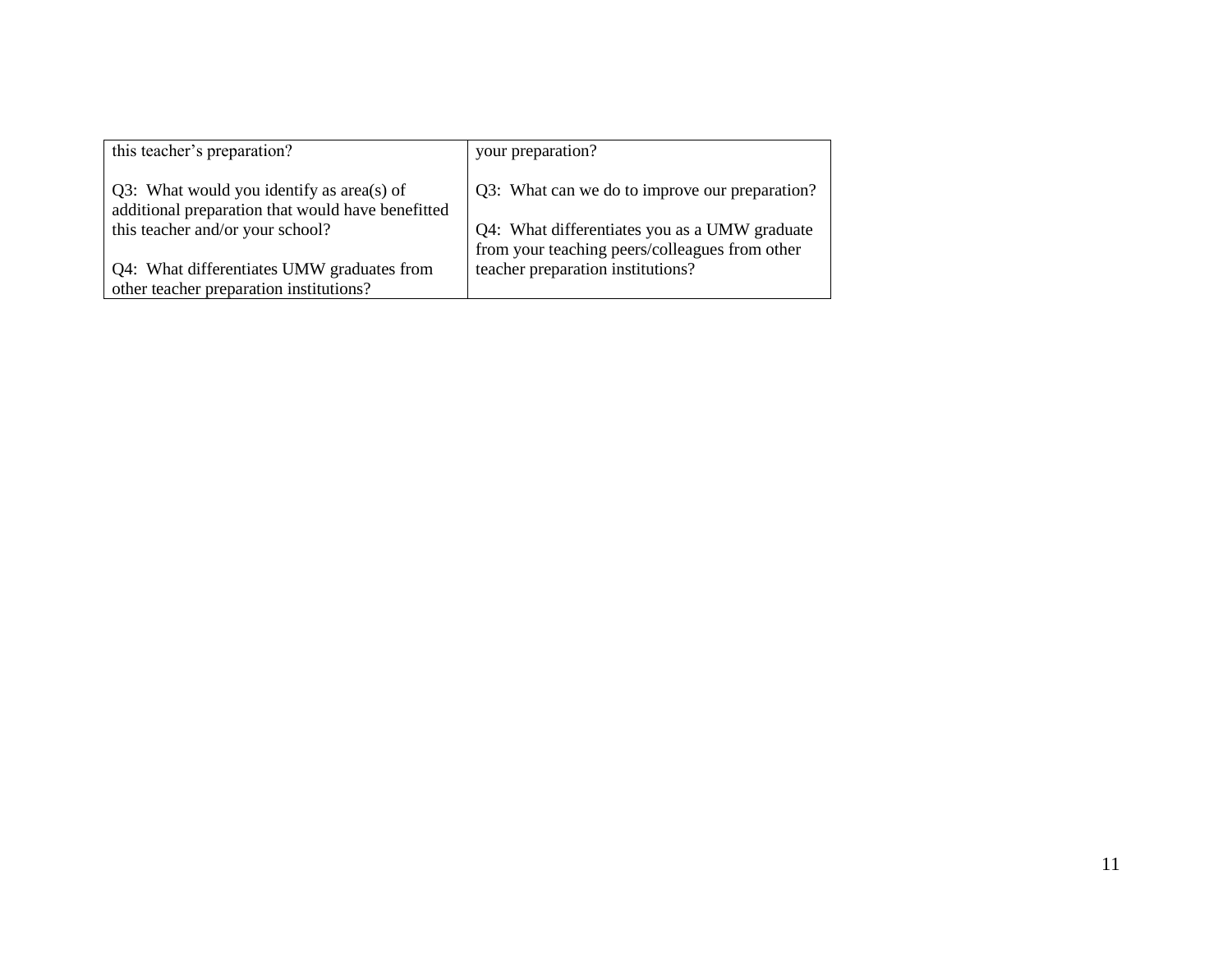| | |
|---|---|
| this teacher's preparation?<br><br>Q3: What would you identify as area(s) of additional preparation that would have benefitted this teacher and/or your school?<br><br>Q4: What differentiates UMW graduates from other teacher preparation institutions? | your preparation?<br><br>Q3: What can we do to improve our preparation?<br><br>Q4: What differentiates you as a UMW graduate from your teaching peers/colleagues from other teacher preparation institutions? |